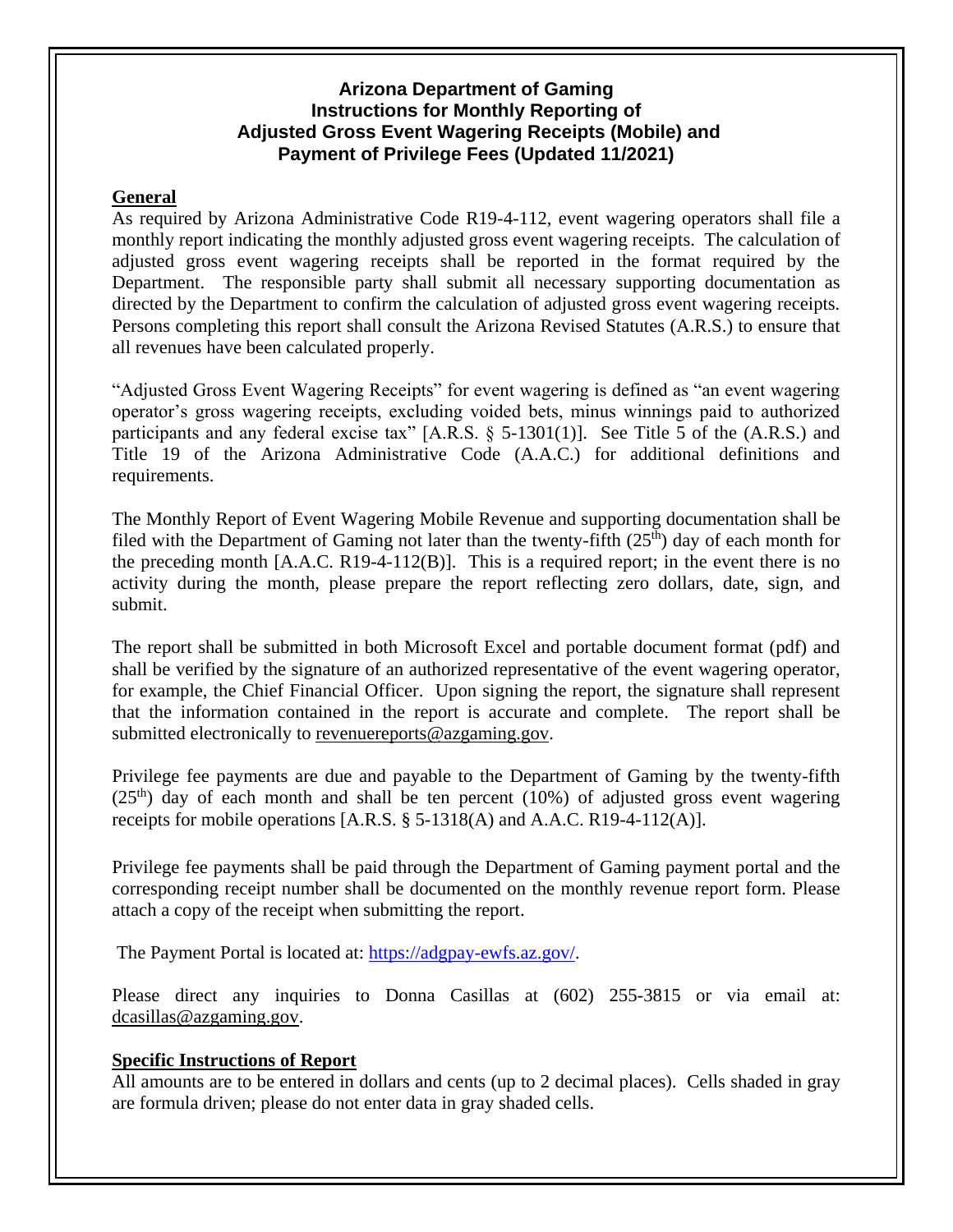# Arizona Department of Gaming
## Instructions for Monthly Reporting of Adjusted Gross Event Wagering Receipts (Mobile) and Payment of Privilege Fees (Updated 11/2021)

**General**

As required by Arizona Administrative Code R19-4-112, event wagering operators shall file a monthly report indicating the monthly adjusted gross event wagering receipts. The calculation of adjusted gross event wagering receipts shall be reported in the format required by the Department. The responsible party shall submit all necessary supporting documentation as directed by the Department to confirm the calculation of adjusted gross event wagering receipts. Persons completing this report shall consult the Arizona Revised Statutes (A.R.S.) to ensure that all revenues have been calculated properly.

"Adjusted Gross Event Wagering Receipts" for event wagering is defined as "an event wagering operator's gross wagering receipts, excluding voided bets, minus winnings paid to authorized participants and any federal excise tax" [A.R.S. § 5-1301(1)]. See Title 5 of the (A.R.S.) and Title 19 of the Arizona Administrative Code (A.A.C.) for additional definitions and requirements.

The Monthly Report of Event Wagering Mobile Revenue and supporting documentation shall be filed with the Department of Gaming not later than the twenty-fifth (25th) day of each month for the preceding month [A.A.C. R19-4-112(B)]. This is a required report; in the event there is no activity during the month, please prepare the report reflecting zero dollars, date, sign, and submit.

The report shall be submitted in both Microsoft Excel and portable document format (pdf) and shall be verified by the signature of an authorized representative of the event wagering operator, for example, the Chief Financial Officer. Upon signing the report, the signature shall represent that the information contained in the report is accurate and complete. The report shall be submitted electronically to revenuereports@azgaming.gov.

Privilege fee payments are due and payable to the Department of Gaming by the twenty-fifth (25th) day of each month and shall be ten percent (10%) of adjusted gross event wagering receipts for mobile operations [A.R.S. § 5-1318(A) and A.A.C. R19-4-112(A)].

Privilege fee payments shall be paid through the Department of Gaming payment portal and the corresponding receipt number shall be documented on the monthly revenue report form. Please attach a copy of the receipt when submitting the report.

The Payment Portal is located at: https://adgpay-ewfs.az.gov/.

Please direct any inquiries to Donna Casillas at (602) 255-3815 or via email at: dcasillas@azgaming.gov.

**Specific Instructions of Report**

All amounts are to be entered in dollars and cents (up to 2 decimal places). Cells shaded in gray are formula driven; please do not enter data in gray shaded cells.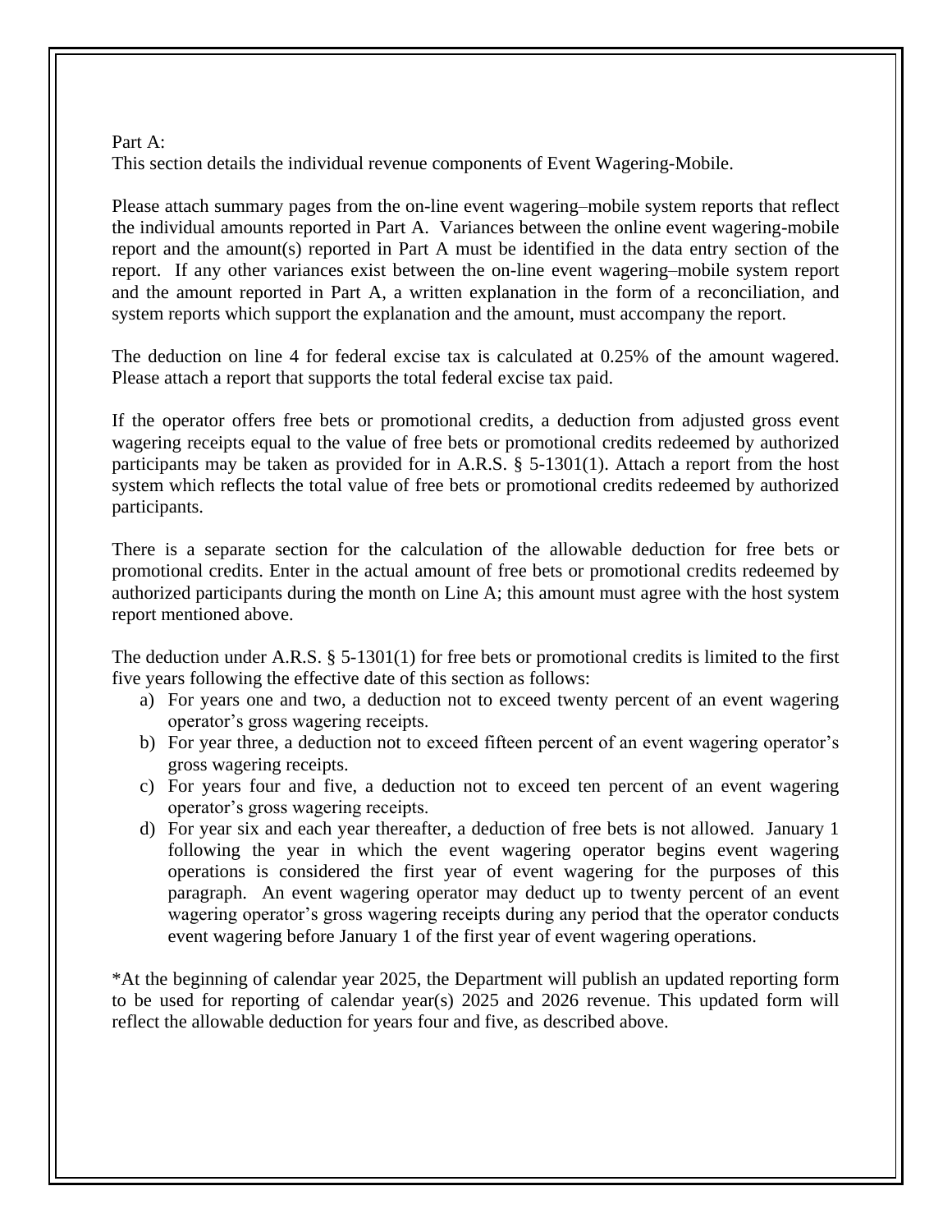Part A:
This section details the individual revenue components of Event Wagering-Mobile.

Please attach summary pages from the on-line event wagering–mobile system reports that reflect the individual amounts reported in Part A. Variances between the online event wagering-mobile report and the amount(s) reported in Part A must be identified in the data entry section of the report. If any other variances exist between the on-line event wagering–mobile system report and the amount reported in Part A, a written explanation in the form of a reconciliation, and system reports which support the explanation and the amount, must accompany the report.

The deduction on line 4 for federal excise tax is calculated at 0.25% of the amount wagered. Please attach a report that supports the total federal excise tax paid.

If the operator offers free bets or promotional credits, a deduction from adjusted gross event wagering receipts equal to the value of free bets or promotional credits redeemed by authorized participants may be taken as provided for in A.R.S. § 5-1301(1). Attach a report from the host system which reflects the total value of free bets or promotional credits redeemed by authorized participants.

There is a separate section for the calculation of the allowable deduction for free bets or promotional credits. Enter in the actual amount of free bets or promotional credits redeemed by authorized participants during the month on Line A; this amount must agree with the host system report mentioned above.

The deduction under A.R.S. § 5-1301(1) for free bets or promotional credits is limited to the first five years following the effective date of this section as follows:

a) For years one and two, a deduction not to exceed twenty percent of an event wagering operator's gross wagering receipts.
b) For year three, a deduction not to exceed fifteen percent of an event wagering operator's gross wagering receipts.
c) For years four and five, a deduction not to exceed ten percent of an event wagering operator's gross wagering receipts.
d) For year six and each year thereafter, a deduction of free bets is not allowed. January 1 following the year in which the event wagering operator begins event wagering operations is considered the first year of event wagering for the purposes of this paragraph. An event wagering operator may deduct up to twenty percent of an event wagering operator's gross wagering receipts during any period that the operator conducts event wagering before January 1 of the first year of event wagering operations.

*At the beginning of calendar year 2025, the Department will publish an updated reporting form to be used for reporting of calendar year(s) 2025 and 2026 revenue. This updated form will reflect the allowable deduction for years four and five, as described above.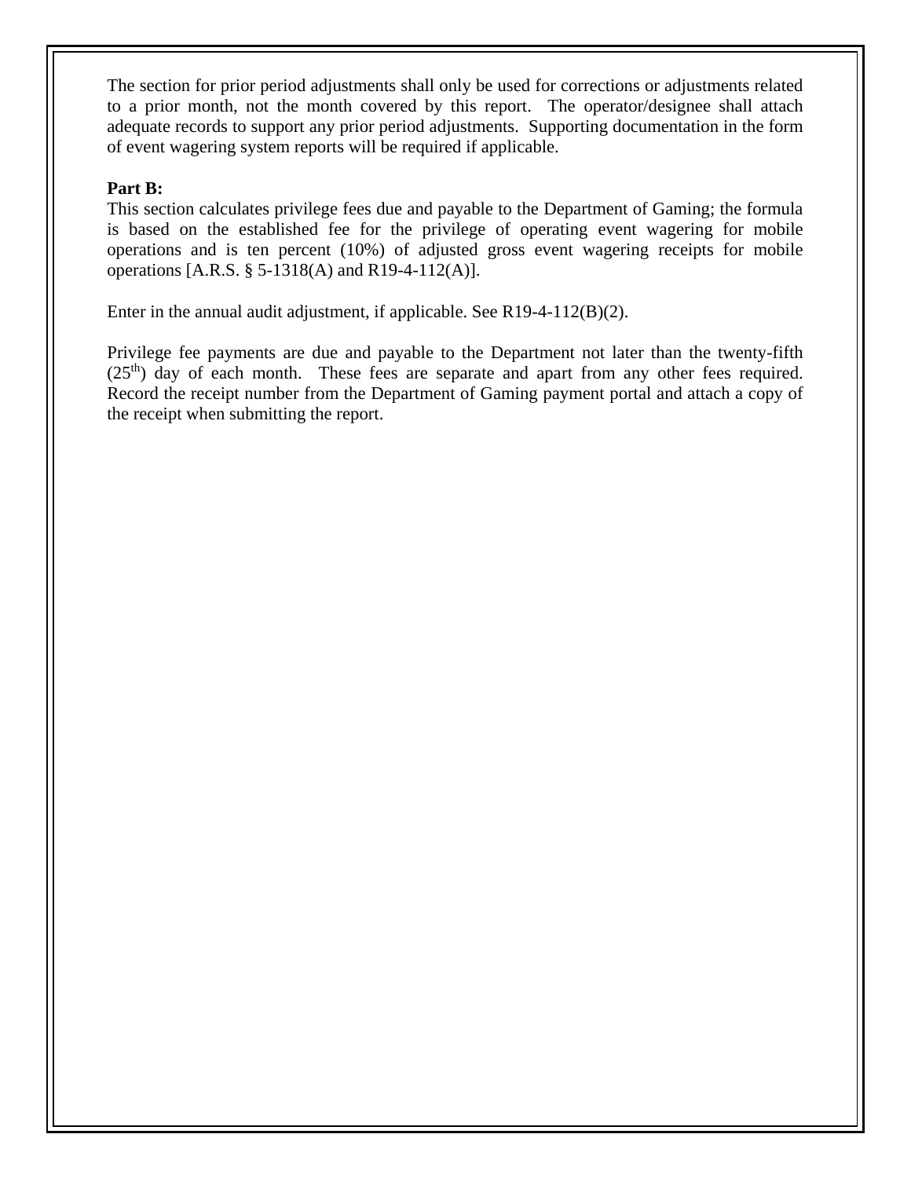The section for prior period adjustments shall only be used for corrections or adjustments related to a prior month, not the month covered by this report. The operator/designee shall attach adequate records to support any prior period adjustments. Supporting documentation in the form of event wagering system reports will be required if applicable.

**Part B:**

This section calculates privilege fees due and payable to the Department of Gaming; the formula is based on the established fee for the privilege of operating event wagering for mobile operations and is ten percent (10%) of adjusted gross event wagering receipts for mobile operations [A.R.S. § 5-1318(A) and R19-4-112(A)].

Enter in the annual audit adjustment, if applicable. See R19-4-112(B)(2).

Privilege fee payments are due and payable to the Department not later than the twenty-fifth ($25^{th}$) day of each month. These fees are separate and apart from any other fees required. Record the receipt number from the Department of Gaming payment portal and attach a copy of the receipt when submitting the report.